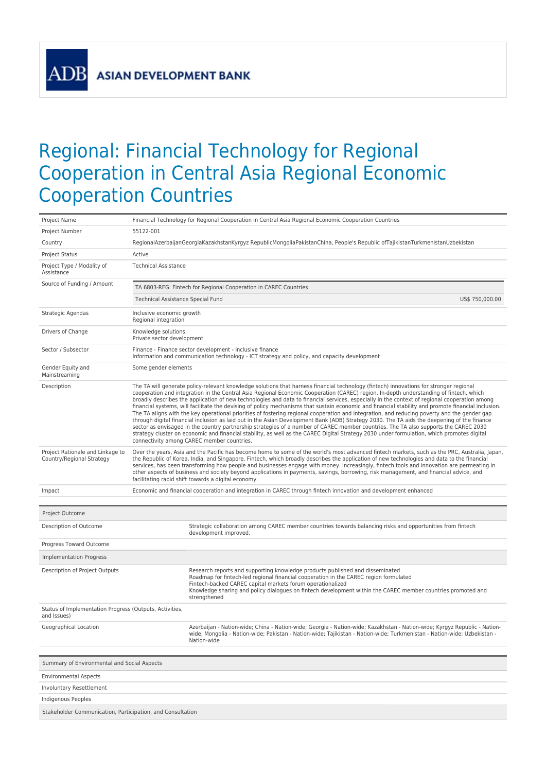ADB ASIAN DEVELOPMENT BANK

# Regional: Financial Technology for Regional Cooperation in Central Asia Regional Economic Cooperation Countries

| | |
|---|---|
| Project Name | Financial Technology for Regional Cooperation in Central Asia Regional Economic Cooperation Countries |
| Project Number | 55122-001 |
| Country | RegionalAzerbaijanGeorgiaKazakhstanKyrgyz RepublicMongoliaPakistanChina, People's Republic ofTajikistanTurkmenistanUzbekistan |
| Project Status | Active |
| Project Type / Modality of Assistance | Technical Assistance |
| Source of Funding / Amount | TA 6803-REG: Fintech for Regional Cooperation in CAREC Countries<br>Technical Assistance Special Fund US$ 750,000.00 |
| Strategic Agendas | Inclusive economic growth<br>Regional integration |
| Drivers of Change | Knowledge solutions<br>Private sector development |
| Sector / Subsector | Finance - Finance sector development - Inclusive finance<br>Information and communication technology - ICT strategy and policy, and capacity development |
| Gender Equity and Mainstreaming | Some gender elements |
| Description | The TA will generate policy-relevant knowledge solutions that harness financial technology (fintech) innovations for stronger regional cooperation and integration in the Central Asia Regional Economic Cooperation (CAREC) region. In-depth understanding of fintech, which broadly describes the application of new technologies and data to financial services, especially in the context of regional cooperation among financial systems, will facilitate the devising of policy mechanisms that sustain economic and financial stability and promote financial inclusion. The TA aligns with the key operational priorities of fostering regional cooperation and integration, and reducing poverty and the gender gap through digital financial inclusion as laid out in the Asian Development Bank (ADB) Strategy 2030. The TA aids the deepening of the finance sector as envisaged in the country partnership strategies of a number of CAREC member countries. The TA also supports the CAREC 2030 strategy cluster on economic and financial stability, as well as the CAREC Digital Strategy 2030 under formulation, which promotes digital connectivity among CAREC member countries. |
| Project Rationale and Linkage to Country/Regional Strategy | Over the years, Asia and the Pacific has become home to some of the world's most advanced fintech markets, such as the PRC, Australia, Japan, the Republic of Korea, India, and Singapore. Fintech, which broadly describes the application of new technologies and data to the financial services, has been transforming how people and businesses engage with money. Increasingly, fintech tools and innovation are permeating in other aspects of business and society beyond applications in payments, savings, borrowing, risk management, and financial advice, and facilitating rapid shift towards a digital economy. |
| Impact | Economic and financial cooperation and integration in CAREC through fintech innovation and development enhanced |

| Project Outcome | |
|---|---|
| Description of Outcome | Strategic collaboration among CAREC member countries towards balancing risks and opportunities from fintech development improved. |
| Progress Toward Outcome | |
| Implementation Progress | |
| Description of Project Outputs | Research reports and supporting knowledge products published and disseminated<br>Roadmap for fintech-led regional financial cooperation in the CAREC region formulated<br>Fintech-backed CAREC capital markets forum operationalized<br>Knowledge sharing and policy dialogues on fintech development within the CAREC member countries promoted and strengthened |
| Status of Implementation Progress (Outputs, Activities, and Issues) | |
| Geographical Location | Azerbaijan - Nation-wide; China - Nation-wide; Georgia - Nation-wide; Kazakhstan - Nation-wide; Kyrgyz Republic - Nation-wide; Mongolia - Nation-wide; Pakistan - Nation-wide; Tajikistan - Nation-wide; Turkmenistan - Nation-wide; Uzbekistan - Nation-wide |

| Summary of Environmental and Social Aspects | |
|---|---|
| Environmental Aspects | |
| Involuntary Resettlement | |
| Indigenous Peoples | |
| Stakeholder Communication, Participation, and Consultation | |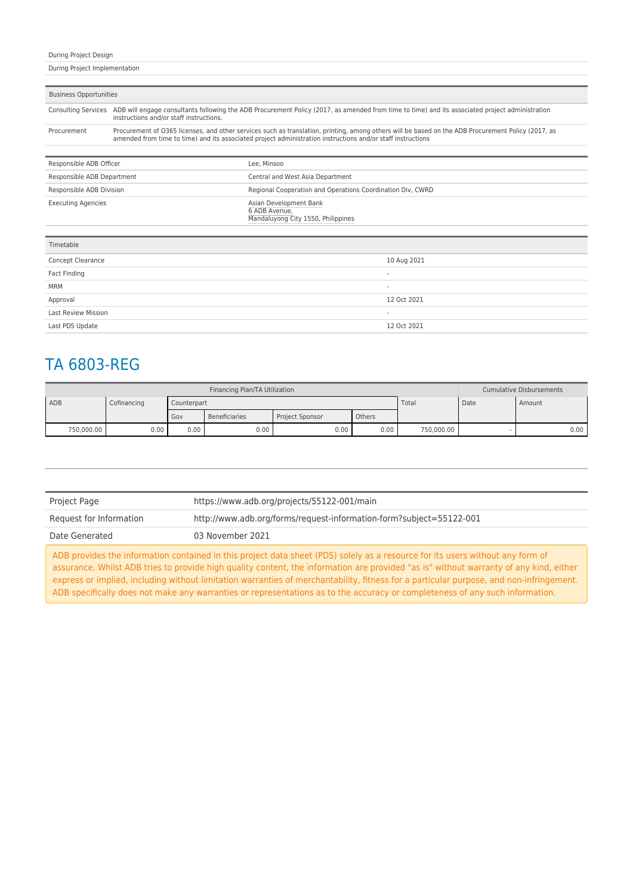| | |
|---|---|
| During Project Design | |
| During Project Implementation | |

| Business Opportunities | |
|---|---|
| Consulting Services | ADB will engage consultants following the ADB Procurement Policy (2017, as amended from time to time) and its associated project administration instructions and/or staff instructions. |
| Procurement | Procurement of O365 licenses, and other services such as translation, printing, among others will be based on the ADB Procurement Policy (2017, as amended from time to time) and its associated project administration instructions and/or staff instructions |

| | |
|---|---|
| Responsible ADB Officer | Lee, Minsoo |
| Responsible ADB Department | Central and West Asia Department |
| Responsible ADB Division | Regional Cooperation and Operations Coordination Div, CWRD |
| Executing Agencies | Asian Development Bank<br>6 ADB Avenue,<br>Mandaluyong City 1550, Philippines |

| Timetable | |
|---|---|
| Concept Clearance | 10 Aug 2021 |
| Fact Finding | - |
| MRM | - |
| Approval | 12 Oct 2021 |
| Last Review Mission | - |
| Last PDS Update | 12 Oct 2021 |

## TA 6803-REG

| Financing Plan/TA Utilization | | | | | | | | Cumulative Disbursements | |
|---|---|---|---|---|---|---|---|---|---|
| ADB | Cofinancing | Counterpart | | | | Total | | Date | Amount |
| | | Gov | Beneficiaries | Project Sponsor | Others | | | | |
| 750,000.00 | 0.00 | 0.00 | 0.00 | 0.00 | 0.00 | 750,000.00 | | - | 0.00 |

| | |
|---|---|
| Project Page | https://www.adb.org/projects/55122-001/main |
| Request for Information | http://www.adb.org/forms/request-information-form?subject=55122-001 |
| Date Generated | 03 November 2021 |

ADB provides the information contained in this project data sheet (PDS) solely as a resource for its users without any form of assurance. Whilst ADB tries to provide high quality content, the information are provided "as is" without warranty of any kind, either express or implied, including without limitation warranties of merchantability, fitness for a particular purpose, and non-infringement. ADB specifically does not make any warranties or representations as to the accuracy or completeness of any such information.